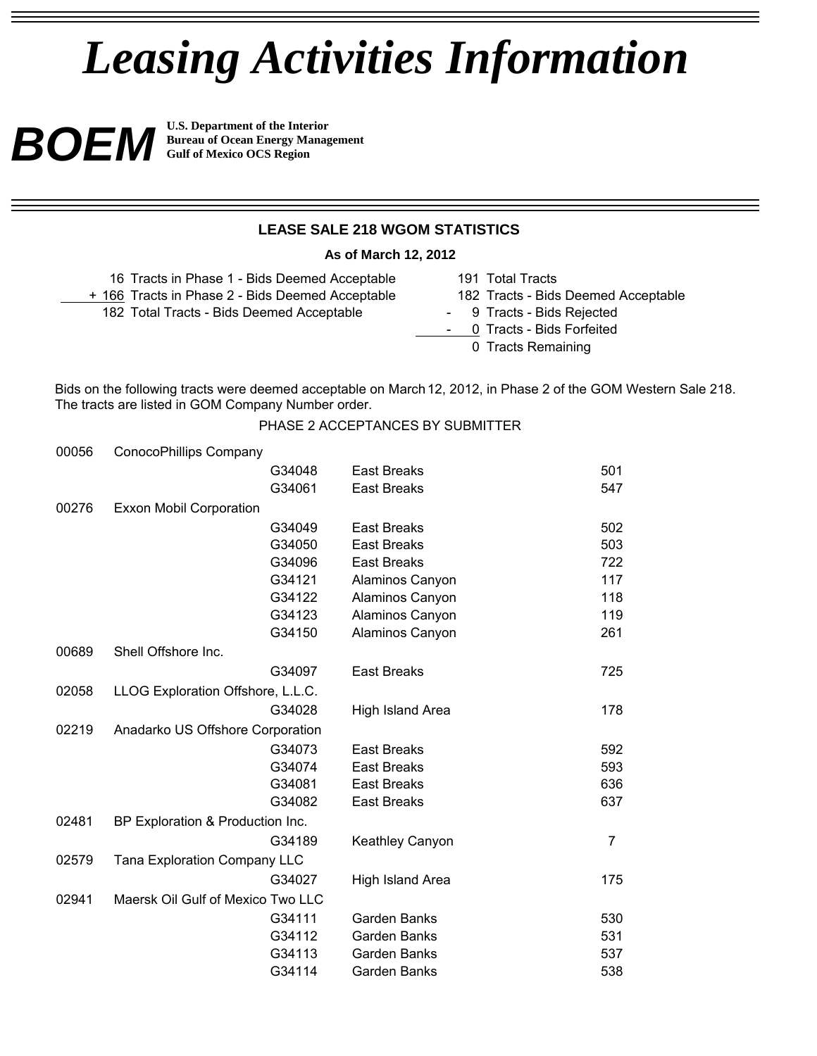# *Leasing Activities Information*

**BOEM** **U.S. Department of the Interior**
**Bureau of Ocean Energy Management**
**Gulf of Mexico OCS Region**

## LEASE SALE 218 WGOM STATISTICS

**As of March 12, 2012**

16 Tracts in Phase 1 - Bids Deemed Acceptable
+ 166 Tracts in Phase 2 - Bids Deemed Acceptable
182 Total Tracts - Bids Deemed Acceptable

191 Total Tracts
182 Tracts - Bids Deemed Acceptable
\- 9 Tracts - Bids Rejected
\- 0 Tracts - Bids Forfeited
0 Tracts Remaining

Bids on the following tracts were deemed acceptable on March 12, 2012, in Phase 2 of the GOM Western Sale 218. The tracts are listed in GOM Company Number order.

PHASE 2 ACCEPTANCES BY SUBMITTER

| Company Number | Company | Lease | Area | Block |
|---|---|---|---|---|
| 00056 | ConocoPhillips Company | | | |
| | | G34048 | East Breaks | 501 |
| | | G34061 | East Breaks | 547 |
| 00276 | Exxon Mobil Corporation | | | |
| | | G34049 | East Breaks | 502 |
| | | G34050 | East Breaks | 503 |
| | | G34096 | East Breaks | 722 |
| | | G34121 | Alaminos Canyon | 117 |
| | | G34122 | Alaminos Canyon | 118 |
| | | G34123 | Alaminos Canyon | 119 |
| | | G34150 | Alaminos Canyon | 261 |
| 00689 | Shell Offshore Inc. | | | |
| | | G34097 | East Breaks | 725 |
| 02058 | LLOG Exploration Offshore, L.L.C. | | | |
| | | G34028 | High Island Area | 178 |
| 02219 | Anadarko US Offshore Corporation | | | |
| | | G34073 | East Breaks | 592 |
| | | G34074 | East Breaks | 593 |
| | | G34081 | East Breaks | 636 |
| | | G34082 | East Breaks | 637 |
| 02481 | BP Exploration & Production Inc. | | | |
| | | G34189 | Keathley Canyon | 7 |
| 02579 | Tana Exploration Company LLC | | | |
| | | G34027 | High Island Area | 175 |
| 02941 | Maersk Oil Gulf of Mexico Two LLC | | | |
| | | G34111 | Garden Banks | 530 |
| | | G34112 | Garden Banks | 531 |
| | | G34113 | Garden Banks | 537 |
| | | G34114 | Garden Banks | 538 |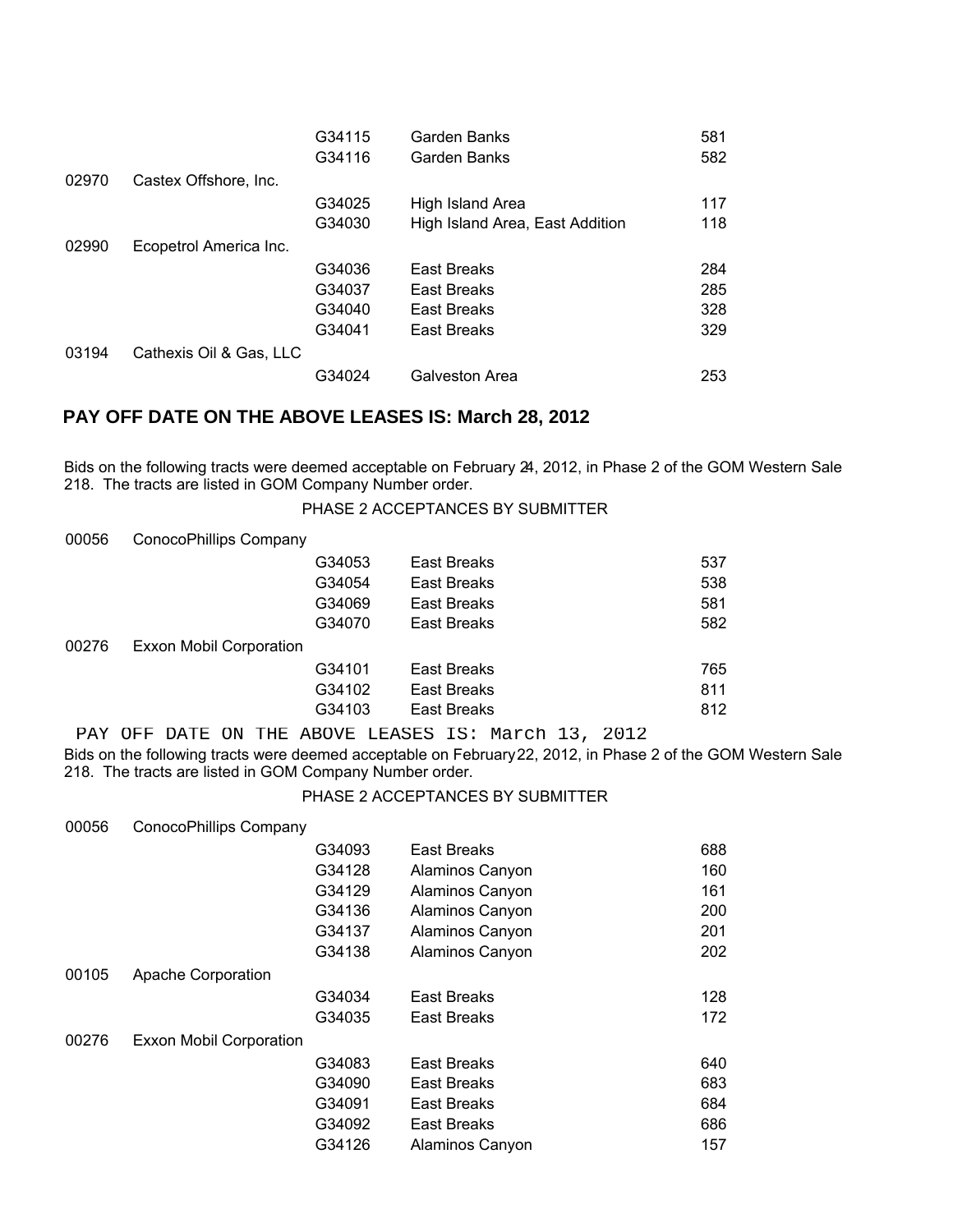| | | G34115 | Garden Banks | 581 |
|---|---|---|---|---|
| | | G34116 | Garden Banks | 582 |
| 02970 | Castex Offshore, Inc. | | | |
| | | G34025 | High Island Area | 117 |
| | | G34030 | High Island Area, East Addition | 118 |
| 02990 | Ecopetrol America Inc. | | | |
| | | G34036 | East Breaks | 284 |
| | | G34037 | East Breaks | 285 |
| | | G34040 | East Breaks | 328 |
| | | G34041 | East Breaks | 329 |
| 03194 | Cathexis Oil & Gas, LLC | | | |
| | | G34024 | Galveston Area | 253 |

**PAY OFF DATE ON THE ABOVE LEASES IS: March 28, 2012**

Bids on the following tracts were deemed acceptable on February 24, 2012, in Phase 2 of the GOM Western Sale 218. The tracts are listed in GOM Company Number order.

PHASE 2 ACCEPTANCES BY SUBMITTER

| | | | | |
|---|---|---|---|---|
| 00056 | ConocoPhillips Company | | | |
| | | G34053 | East Breaks | 537 |
| | | G34054 | East Breaks | 538 |
| | | G34069 | East Breaks | 581 |
| | | G34070 | East Breaks | 582 |
| 00276 | Exxon Mobil Corporation | | | |
| | | G34101 | East Breaks | 765 |
| | | G34102 | East Breaks | 811 |
| | | G34103 | East Breaks | 812 |

PAY OFF DATE ON THE ABOVE LEASES IS: March 13, 2012

Bids on the following tracts were deemed acceptable on February 22, 2012, in Phase 2 of the GOM Western Sale 218. The tracts are listed in GOM Company Number order.

PHASE 2 ACCEPTANCES BY SUBMITTER

| | | | | |
|---|---|---|---|---|
| 00056 | ConocoPhillips Company | | | |
| | | G34093 | East Breaks | 688 |
| | | G34128 | Alaminos Canyon | 160 |
| | | G34129 | Alaminos Canyon | 161 |
| | | G34136 | Alaminos Canyon | 200 |
| | | G34137 | Alaminos Canyon | 201 |
| | | G34138 | Alaminos Canyon | 202 |
| 00105 | Apache Corporation | | | |
| | | G34034 | East Breaks | 128 |
| | | G34035 | East Breaks | 172 |
| 00276 | Exxon Mobil Corporation | | | |
| | | G34083 | East Breaks | 640 |
| | | G34090 | East Breaks | 683 |
| | | G34091 | East Breaks | 684 |
| | | G34092 | East Breaks | 686 |
| | | G34126 | Alaminos Canyon | 157 |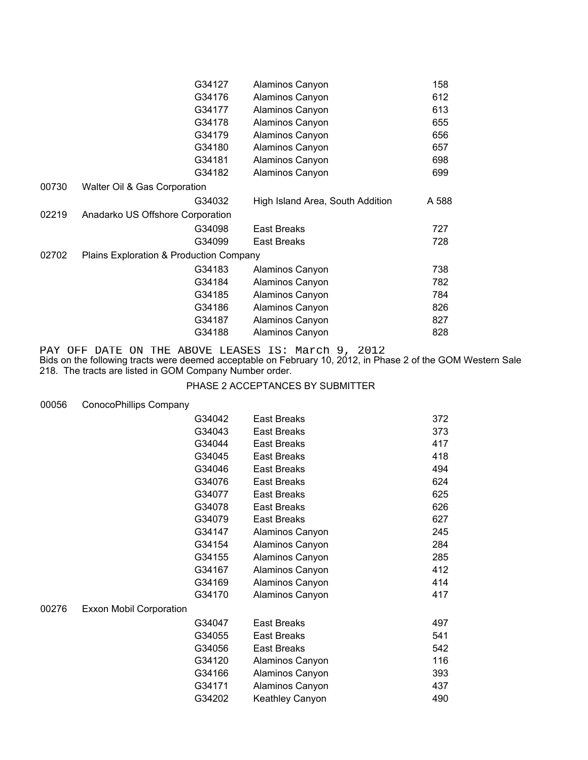| | | Lease | Area | Block |
|---|---|---|---|---|
| | | G34127 | Alaminos Canyon | 158 |
| | | G34176 | Alaminos Canyon | 612 |
| | | G34177 | Alaminos Canyon | 613 |
| | | G34178 | Alaminos Canyon | 655 |
| | | G34179 | Alaminos Canyon | 656 |
| | | G34180 | Alaminos Canyon | 657 |
| | | G34181 | Alaminos Canyon | 698 |
| | | G34182 | Alaminos Canyon | 699 |
| 00730 | Walter Oil & Gas Corporation | | | |
| | | G34032 | High Island Area, South Addition | A 588 |
| 02219 | Anadarko US Offshore Corporation | | | |
| | | G34098 | East Breaks | 727 |
| | | G34099 | East Breaks | 728 |
| 02702 | Plains Exploration & Production Company | | | |
| | | G34183 | Alaminos Canyon | 738 |
| | | G34184 | Alaminos Canyon | 782 |
| | | G34185 | Alaminos Canyon | 784 |
| | | G34186 | Alaminos Canyon | 826 |
| | | G34187 | Alaminos Canyon | 827 |
| | | G34188 | Alaminos Canyon | 828 |

PAY OFF DATE ON THE ABOVE LEASES IS: March 9, 2012

Bids on the following tracts were deemed acceptable on February 10, 2012, in Phase 2 of the GOM Western Sale 218. The tracts are listed in GOM Company Number order.

## PHASE 2 ACCEPTANCES BY SUBMITTER

| | | Lease | Area | Block |
|---|---|---|---|---|
| 00056 | ConocoPhillips Company | | | |
| | | G34042 | East Breaks | 372 |
| | | G34043 | East Breaks | 373 |
| | | G34044 | East Breaks | 417 |
| | | G34045 | East Breaks | 418 |
| | | G34046 | East Breaks | 494 |
| | | G34076 | East Breaks | 624 |
| | | G34077 | East Breaks | 625 |
| | | G34078 | East Breaks | 626 |
| | | G34079 | East Breaks | 627 |
| | | G34147 | Alaminos Canyon | 245 |
| | | G34154 | Alaminos Canyon | 284 |
| | | G34155 | Alaminos Canyon | 285 |
| | | G34167 | Alaminos Canyon | 412 |
| | | G34169 | Alaminos Canyon | 414 |
| | | G34170 | Alaminos Canyon | 417 |
| 00276 | Exxon Mobil Corporation | | | |
| | | G34047 | East Breaks | 497 |
| | | G34055 | East Breaks | 541 |
| | | G34056 | East Breaks | 542 |
| | | G34120 | Alaminos Canyon | 116 |
| | | G34166 | Alaminos Canyon | 393 |
| | | G34171 | Alaminos Canyon | 437 |
| | | G34202 | Keathley Canyon | 490 |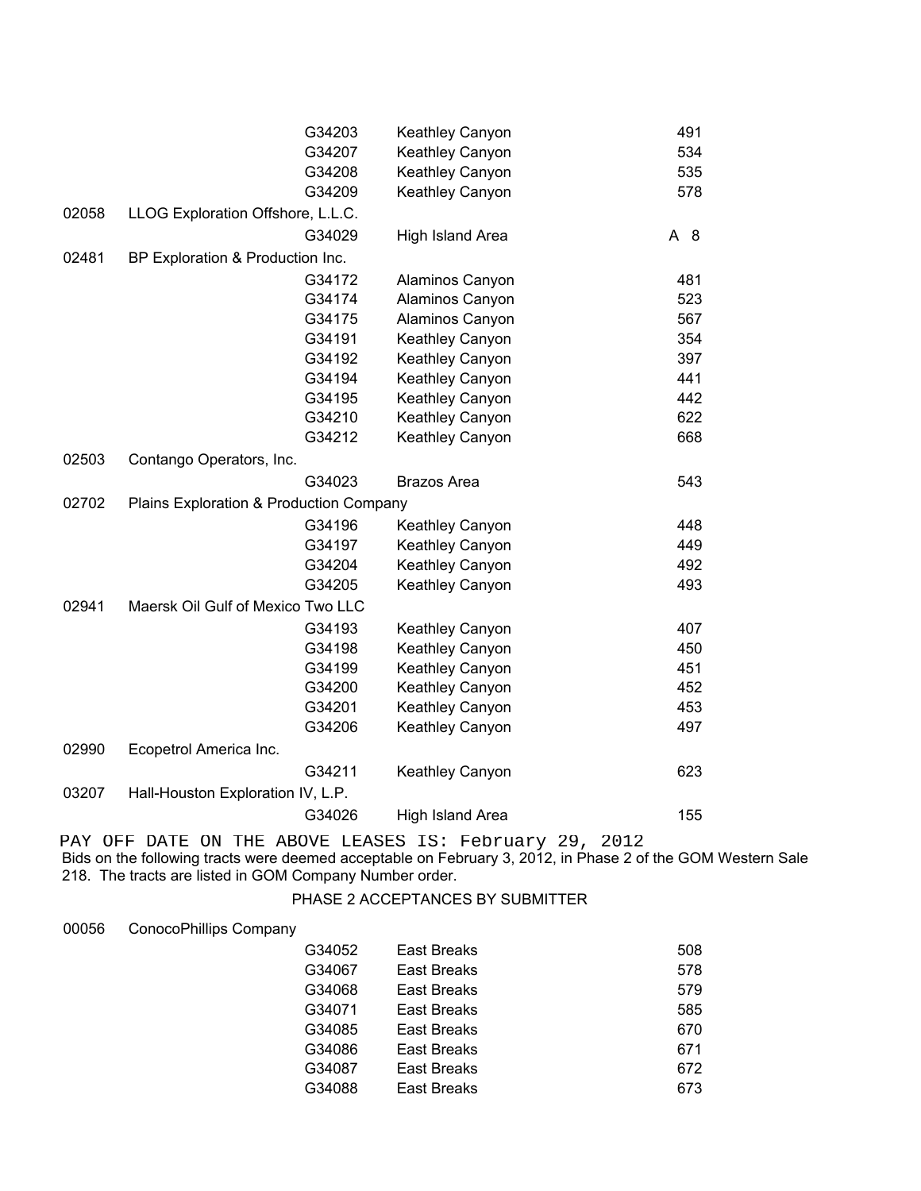| | | | |
|---|---|---|---|
| | G34203 | Keathley Canyon | 491 |
| | G34207 | Keathley Canyon | 534 |
| | G34208 | Keathley Canyon | 535 |
| | G34209 | Keathley Canyon | 578 |
| 02058 | LLOG Exploration Offshore, L.L.C. | | |
| | G34029 | High Island Area | A 8 |
| 02481 | BP Exploration & Production Inc. | | |
| | G34172 | Alaminos Canyon | 481 |
| | G34174 | Alaminos Canyon | 523 |
| | G34175 | Alaminos Canyon | 567 |
| | G34191 | Keathley Canyon | 354 |
| | G34192 | Keathley Canyon | 397 |
| | G34194 | Keathley Canyon | 441 |
| | G34195 | Keathley Canyon | 442 |
| | G34210 | Keathley Canyon | 622 |
| | G34212 | Keathley Canyon | 668 |
| 02503 | Contango Operators, Inc. | | |
| | G34023 | Brazos Area | 543 |
| 02702 | Plains Exploration & Production Company | | |
| | G34196 | Keathley Canyon | 448 |
| | G34197 | Keathley Canyon | 449 |
| | G34204 | Keathley Canyon | 492 |
| | G34205 | Keathley Canyon | 493 |
| 02941 | Maersk Oil Gulf of Mexico Two LLC | | |
| | G34193 | Keathley Canyon | 407 |
| | G34198 | Keathley Canyon | 450 |
| | G34199 | Keathley Canyon | 451 |
| | G34200 | Keathley Canyon | 452 |
| | G34201 | Keathley Canyon | 453 |
| | G34206 | Keathley Canyon | 497 |
| 02990 | Ecopetrol America Inc. | | |
| | G34211 | Keathley Canyon | 623 |
| 03207 | Hall-Houston Exploration IV, L.P. | | |
| | G34026 | High Island Area | 155 |

PAY OFF DATE ON THE ABOVE LEASES IS: February 29, 2012

Bids on the following tracts were deemed acceptable on February 3, 2012, in Phase 2 of the GOM Western Sale 218. The tracts are listed in GOM Company Number order.

PHASE 2 ACCEPTANCES BY SUBMITTER

| | | | |
|---|---|---|---|
| 00056 | ConocoPhillips Company | | |
| | G34052 | East Breaks | 508 |
| | G34067 | East Breaks | 578 |
| | G34068 | East Breaks | 579 |
| | G34071 | East Breaks | 585 |
| | G34085 | East Breaks | 670 |
| | G34086 | East Breaks | 671 |
| | G34087 | East Breaks | 672 |
| | G34088 | East Breaks | 673 |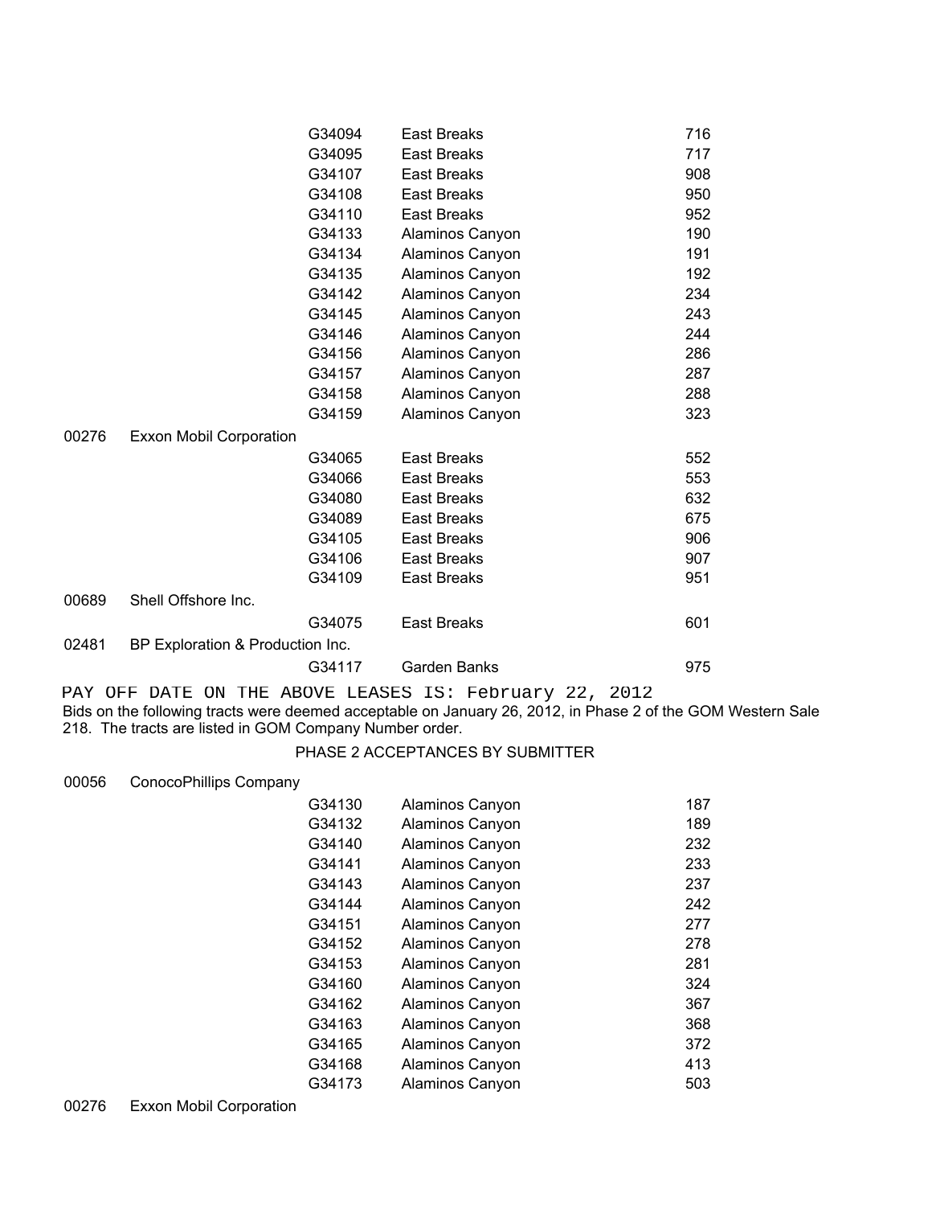| | | Lease | Area | Block |
|---|---|---|---|---|
| | | G34094 | East Breaks | 716 |
| | | G34095 | East Breaks | 717 |
| | | G34107 | East Breaks | 908 |
| | | G34108 | East Breaks | 950 |
| | | G34110 | East Breaks | 952 |
| | | G34133 | Alaminos Canyon | 190 |
| | | G34134 | Alaminos Canyon | 191 |
| | | G34135 | Alaminos Canyon | 192 |
| | | G34142 | Alaminos Canyon | 234 |
| | | G34145 | Alaminos Canyon | 243 |
| | | G34146 | Alaminos Canyon | 244 |
| | | G34156 | Alaminos Canyon | 286 |
| | | G34157 | Alaminos Canyon | 287 |
| | | G34158 | Alaminos Canyon | 288 |
| | | G34159 | Alaminos Canyon | 323 |
| 00276 | Exxon Mobil Corporation | | | |
| | | G34065 | East Breaks | 552 |
| | | G34066 | East Breaks | 553 |
| | | G34080 | East Breaks | 632 |
| | | G34089 | East Breaks | 675 |
| | | G34105 | East Breaks | 906 |
| | | G34106 | East Breaks | 907 |
| | | G34109 | East Breaks | 951 |
| 00689 | Shell Offshore Inc. | | | |
| | | G34075 | East Breaks | 601 |
| 02481 | BP Exploration & Production Inc. | | | |
| | | G34117 | Garden Banks | 975 |

PAY OFF DATE ON THE ABOVE LEASES IS: February 22, 2012

Bids on the following tracts were deemed acceptable on January 26, 2012, in Phase 2 of the GOM Western Sale 218. The tracts are listed in GOM Company Number order.

## PHASE 2 ACCEPTANCES BY SUBMITTER

| | | Lease | Area | Block |
|---|---|---|---|---|
| 00056 | ConocoPhillips Company | | | |
| | | G34130 | Alaminos Canyon | 187 |
| | | G34132 | Alaminos Canyon | 189 |
| | | G34140 | Alaminos Canyon | 232 |
| | | G34141 | Alaminos Canyon | 233 |
| | | G34143 | Alaminos Canyon | 237 |
| | | G34144 | Alaminos Canyon | 242 |
| | | G34151 | Alaminos Canyon | 277 |
| | | G34152 | Alaminos Canyon | 278 |
| | | G34153 | Alaminos Canyon | 281 |
| | | G34160 | Alaminos Canyon | 324 |
| | | G34162 | Alaminos Canyon | 367 |
| | | G34163 | Alaminos Canyon | 368 |
| | | G34165 | Alaminos Canyon | 372 |
| | | G34168 | Alaminos Canyon | 413 |
| | | G34173 | Alaminos Canyon | 503 |
| 00276 | Exxon Mobil Corporation | | | |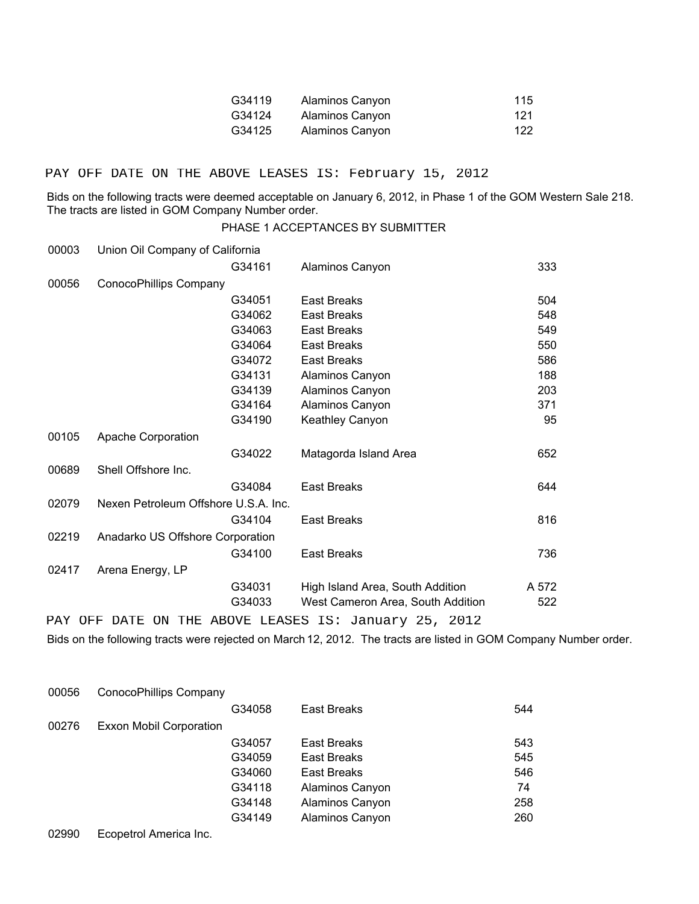| | | | |
|---|---|---|---|
| | G34119 | Alaminos Canyon | 115 |
| | G34124 | Alaminos Canyon | 121 |
| | G34125 | Alaminos Canyon | 122 |

PAY OFF DATE ON THE ABOVE LEASES IS: February 15, 2012

Bids on the following tracts were deemed acceptable on January 6, 2012, in Phase 1 of the GOM Western Sale 218. The tracts are listed in GOM Company Number order.

PHASE 1 ACCEPTANCES BY SUBMITTER

| Company No. | Company | Lease | Area | Block |
|---|---|---|---|---|
| 00003 | Union Oil Company of California | | | |
| | | G34161 | Alaminos Canyon | 333 |
| 00056 | ConocoPhillips Company | | | |
| | | G34051 | East Breaks | 504 |
| | | G34062 | East Breaks | 548 |
| | | G34063 | East Breaks | 549 |
| | | G34064 | East Breaks | 550 |
| | | G34072 | East Breaks | 586 |
| | | G34131 | Alaminos Canyon | 188 |
| | | G34139 | Alaminos Canyon | 203 |
| | | G34164 | Alaminos Canyon | 371 |
| | | G34190 | Keathley Canyon | 95 |
| 00105 | Apache Corporation | | | |
| | | G34022 | Matagorda Island Area | 652 |
| 00689 | Shell Offshore Inc. | | | |
| | | G34084 | East Breaks | 644 |
| 02079 | Nexen Petroleum Offshore U.S.A. Inc. | | | |
| | | G34104 | East Breaks | 816 |
| 02219 | Anadarko US Offshore Corporation | | | |
| | | G34100 | East Breaks | 736 |
| 02417 | Arena Energy, LP | | | |
| | | G34031 | High Island Area, South Addition | A 572 |
| | | G34033 | West Cameron Area, South Addition | 522 |

PAY OFF DATE ON THE ABOVE LEASES IS: January 25, 2012

Bids on the following tracts were rejected on March 12, 2012. The tracts are listed in GOM Company Number order.

| Company No. | Company | Lease | Area | Block |
|---|---|---|---|---|
| 00056 | ConocoPhillips Company | | | |
| | | G34058 | East Breaks | 544 |
| 00276 | Exxon Mobil Corporation | | | |
| | | G34057 | East Breaks | 543 |
| | | G34059 | East Breaks | 545 |
| | | G34060 | East Breaks | 546 |
| | | G34118 | Alaminos Canyon | 74 |
| | | G34148 | Alaminos Canyon | 258 |
| | | G34149 | Alaminos Canyon | 260 |
| 02990 | Ecopetrol America Inc. | | | |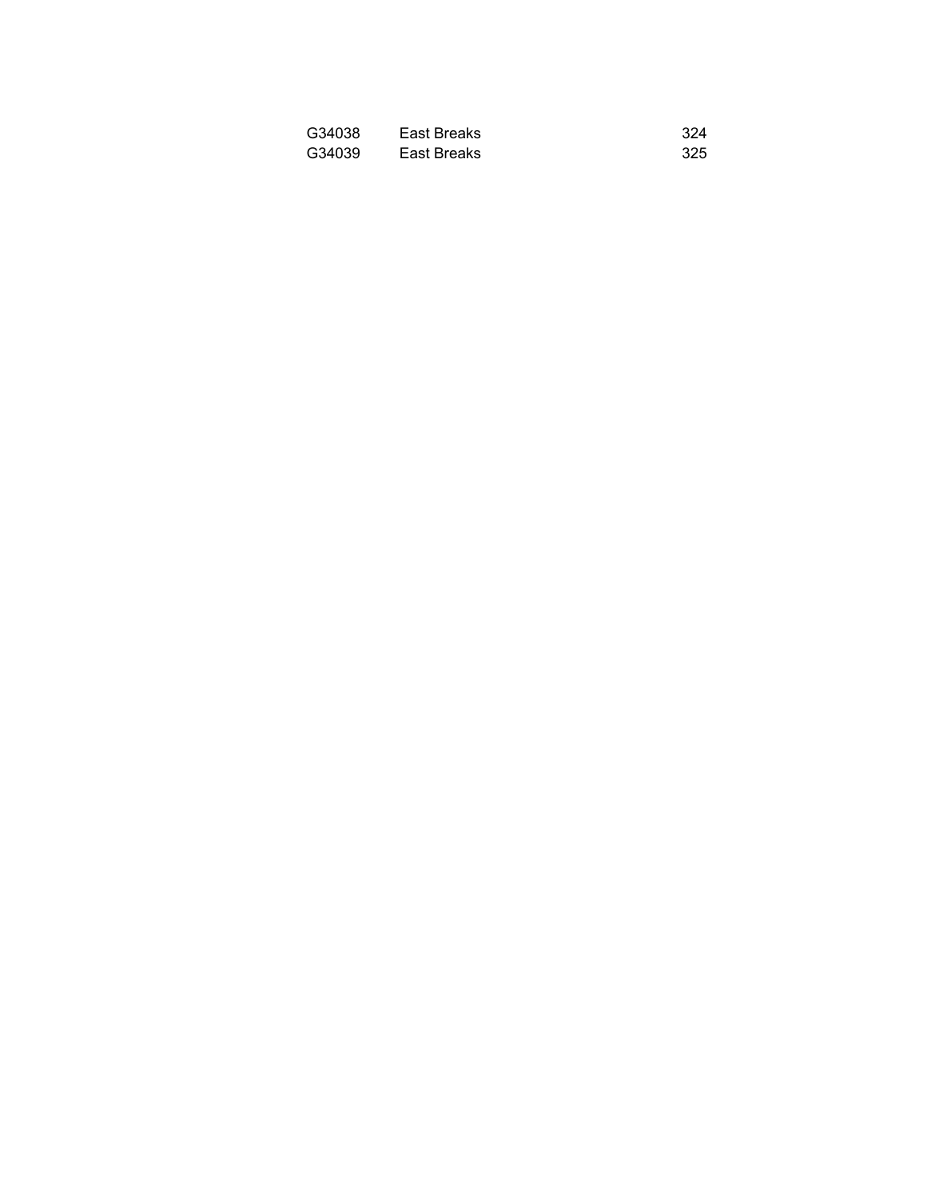| | | |
|---|---|---|
| G34038 | East Breaks | 324 |
| G34039 | East Breaks | 325 |